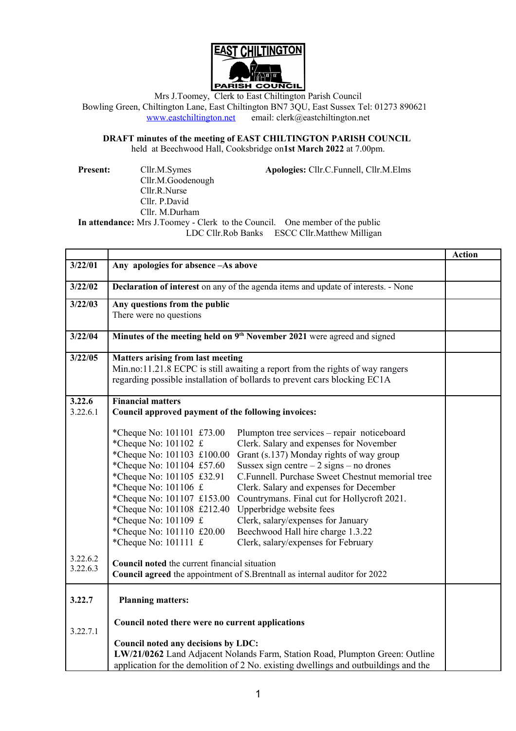EAST CHILTINGTON PARISH COUNCIL

Mrs J.Toomey, Clerk to East Chiltington Parish Council
Bowling Green, Chiltington Lane, East Chiltington BN7 3QU, East Sussex Tel: 01273 890621
www.eastchiltington.net email: clerk@eastchiltington.net

**DRAFT minutes of the meeting of EAST CHILTINGTON PARISH COUNCIL**
held at Beechwood Hall, Cooksbridge on **1st March 2022** at 7.00pm.

**Present:** Cllr.M.Symes, Cllr.M.Goodenough, Cllr.R.Nurse, Cllr. P.David, Cllr. M.Durham

**Apologies:** Cllr.C.Funnell, Cllr.M.Elms

**In attendance:** Mrs J.Toomey - Clerk to the Council. One member of the public
LDC Cllr.Rob Banks ESCC Cllr.Matthew Milligan

| | | Action |
|---|---|---|
| 3/22/01 | **Any apologies for absence –As above** | |
| 3/22/02 | **Declaration of interest** on any of the agenda items and update of interests. - None | |
| 3/22/03 | **Any questions from the public**<br>There were no questions | |
| 3/22/04 | **Minutes of the meeting held on 9th November 2021** were agreed and signed | |
| 3/22/05 | **Matters arising from last meeting**<br>Min.no:11.21.8 ECPC is still awaiting a report from the rights of way rangers regarding possible installation of bollards to prevent cars blocking EC1A | |
| **3.22.6**<br>3.22.6.1 | **Financial matters**<br>**Council approved payment of the following invoices:**<br><br>*Cheque No: 101101 £73.00 Plumpton tree services – repair noticeboard<br>*Cheque No: 101102 £ Clerk. Salary and expenses for November<br>*Cheque No: 101103 £100.00 Grant (s.137) Monday rights of way group<br>*Cheque No: 101104 £57.60 Sussex sign centre – 2 signs – no drones<br>*Cheque No: 101105 £32.91 C.Funnell. Purchase Sweet Chestnut memorial tree<br>*Cheque No: 101106 £ Clerk. Salary and expenses for December<br>*Cheque No: 101107 £153.00 Countrymans. Final cut for Hollycroft 2021.<br>*Cheque No: 101108 £212.40 Upperbridge website fees<br>*Cheque No: 101109 £ Clerk, salary/expenses for January<br>*Cheque No: 101110 £20.00 Beechwood Hall hire charge 1.3.22<br>*Cheque No: 101111 £ Clerk, salary/expenses for February | |
| 3.22.6.2<br>3.22.6.3 | **Council noted** the current financial situation<br>**Council agreed** the appointment of S.Brentnall as internal auditor for 2022 | |
| **3.22.7**<br><br>3.22.7.1 | **Planning matters:**<br><br>**Council noted there were no current applications**<br><br>**Council noted any decisions by LDC:**<br>**LW/21/0262** Land Adjacent Nolands Farm, Station Road, Plumpton Green: Outline application for the demolition of 2 No. existing dwellings and outbuildings and the | |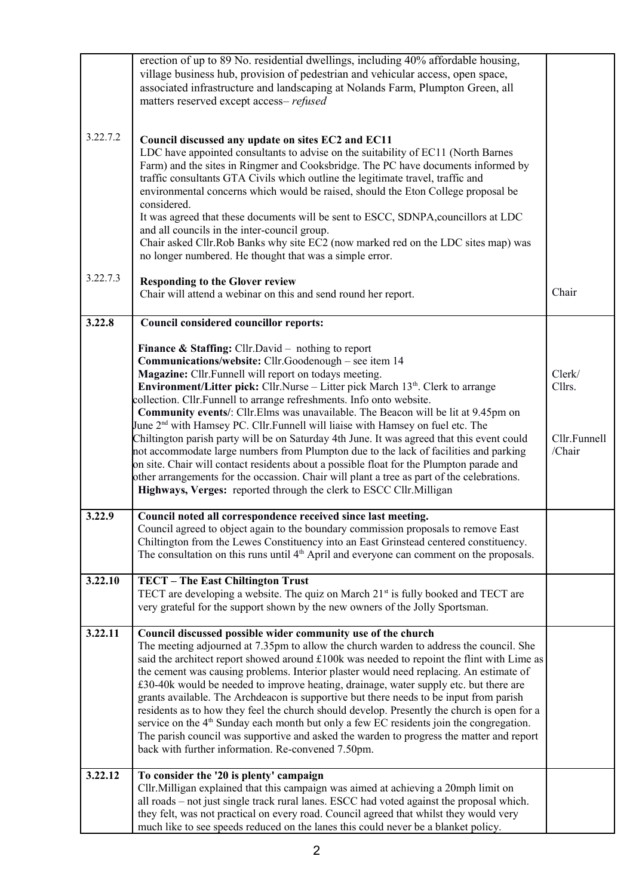| | | |
|---|---|---|
| | erection of up to 89 No. residential dwellings, including 40% affordable housing, village business hub, provision of pedestrian and vehicular access, open space, associated infrastructure and landscaping at Nolands Farm, Plumpton Green, all matters reserved except access– *refused* | |
| 3.22.7.2 | **Council discussed any update on sites EC2 and EC11**<br>LDC have appointed consultants to advise on the suitability of EC11 (North Barnes Farm) and the sites in Ringmer and Cooksbridge. The PC have documents informed by traffic consultants GTA Civils which outline the legitimate travel, traffic and environmental concerns which would be raised, should the Eton College proposal be considered.<br>It was agreed that these documents will be sent to ESCC, SDNPA,councillors at LDC and all councils in the inter-council group.<br>Chair asked Cllr.Rob Banks why site EC2 (now marked red on the LDC sites map) was no longer numbered. He thought that was a simple error. | |
| 3.22.7.3 | **Responding to the Glover review**<br>Chair will attend a webinar on this and send round her report. | Chair |
| **3.22.8** | **Council considered councillor reports:**<br><br>**Finance & Staffing:** Cllr.David – nothing to report<br>**Communications/website:** Cllr.Goodenough – see item 14<br>**Magazine:** Cllr.Funnell will report on todays meeting.<br>**Environment/Litter pick:** Cllr.Nurse – Litter pick March 13th. Clerk to arrange collection. Cllr.Funnell to arrange refreshments. Info onto website.<br>**Community events/**: Cllr.Elms was unavailable. The Beacon will be lit at 9.45pm on June 2nd with Hamsey PC. Cllr.Funnell will liaise with Hamsey on fuel etc. The Chiltington parish party will be on Saturday 4th June. It was agreed that this event could not accommodate large numbers from Plumpton due to the lack of facilities and parking on site. Chair will contact residents about a possible float for the Plumpton parade and other arrangements for the occassion. Chair will plant a tree as part of the celebrations.<br>**Highways, Verges:** reported through the clerk to ESCC Cllr.Milligan | Clerk/<br>Cllrs.<br><br>Cllr.Funnell<br>/Chair |
| **3.22.9** | **Council noted all correspondence received since last meeting.**<br>Council agreed to object again to the boundary commission proposals to remove East Chiltington from the Lewes Constituency into an East Grinstead centered constituency. The consultation on this runs until 4th April and everyone can comment on the proposals. | |
| **3.22.10** | **TECT – The East Chiltington Trust**<br>TECT are developing a website. The quiz on March 21st is fully booked and TECT are very grateful for the support shown by the new owners of the Jolly Sportsman. | |
| **3.22.11** | **Council discussed possible wider community use of the church**<br>The meeting adjourned at 7.35pm to allow the church warden to address the council. She said the architect report showed around £100k was needed to repoint the flint with Lime as the cement was causing problems. Interior plaster would need replacing. An estimate of £30-40k would be needed to improve heating, drainage, water supply etc. but there are grants available. The Archdeacon is supportive but there needs to be input from parish residents as to how they feel the church should develop. Presently the church is open for a service on the 4th Sunday each month but only a few EC residents join the congregation. The parish council was supportive and asked the warden to progress the matter and report back with further information. Re-convened 7.50pm. | |
| **3.22.12** | **To consider the '20 is plenty' campaign**<br>Cllr.Milligan explained that this campaign was aimed at achieving a 20mph limit on all roads – not just single track rural lanes. ESCC had voted against the proposal which. they felt, was not practical on every road. Council agreed that whilst they would very much like to see speeds reduced on the lanes this could never be a blanket policy. | |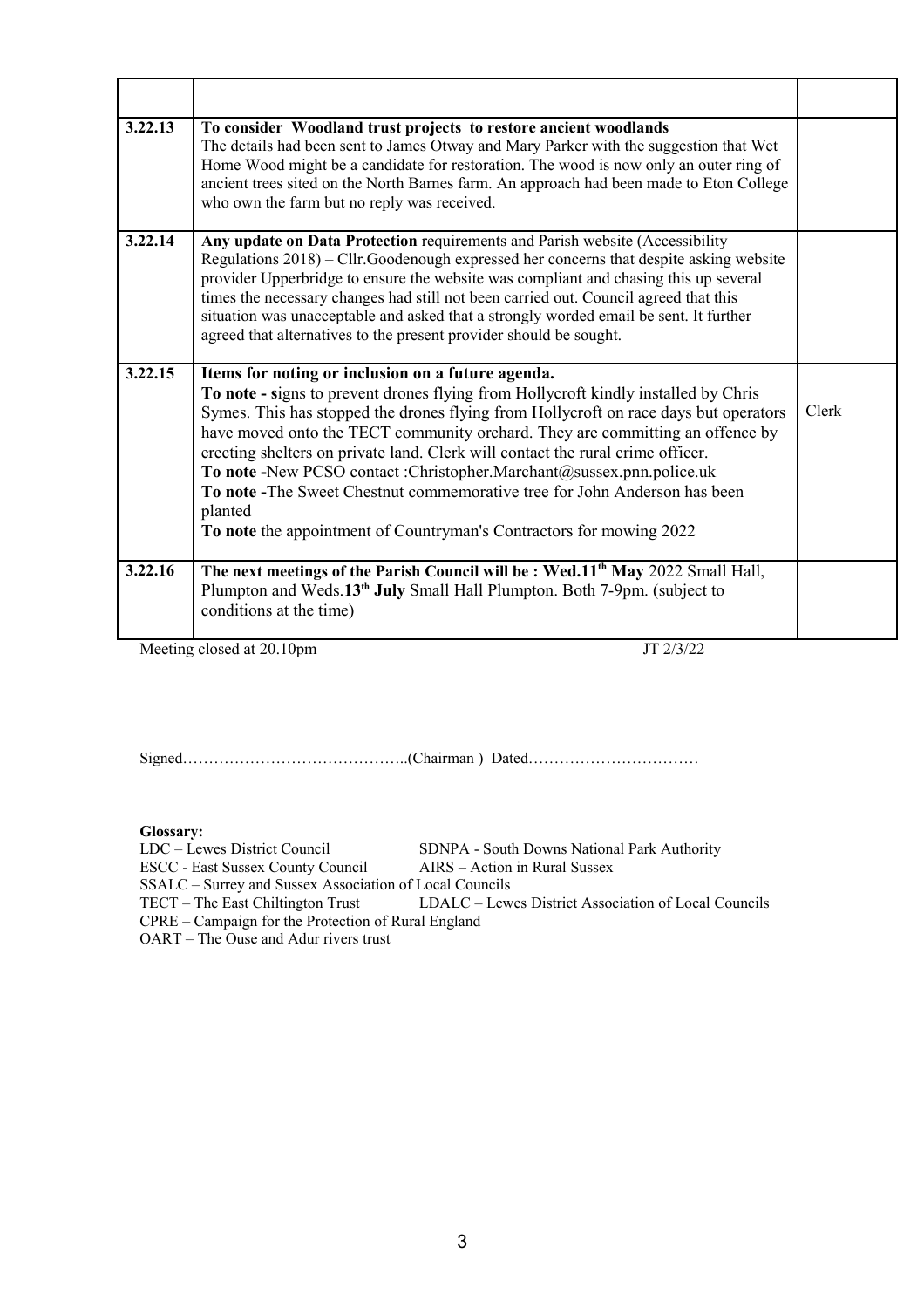| | | |
|---|---|---|
| **3.22.13** | **To consider Woodland trust projects to restore ancient woodlands**<br>The details had been sent to James Otway and Mary Parker with the suggestion that Wet Home Wood might be a candidate for restoration. The wood is now only an outer ring of ancient trees sited on the North Barnes farm. An approach had been made to Eton College who own the farm but no reply was received. | |
| **3.22.14** | **Any update on Data Protection** requirements and Parish website (Accessibility Regulations 2018) – Cllr.Goodenough expressed her concerns that despite asking website provider Upperbridge to ensure the website was compliant and chasing this up several times the necessary changes had still not been carried out. Council agreed that this situation was unacceptable and asked that a strongly worded email be sent. It further agreed that alternatives to the present provider should be sought. | |
| **3.22.15** | **Items for noting or inclusion on a future agenda.**<br>**To note - s**igns to prevent drones flying from Hollycroft kindly installed by Chris Symes. This has stopped the drones flying from Hollycroft on race days but operators have moved onto the TECT community orchard. They are committing an offence by erecting shelters on private land. Clerk will contact the rural crime officer.<br>**To note -**New PCSO contact :Christopher.Marchant@sussex.pnn.police.uk<br>**To note -**The Sweet Chestnut commemorative tree for John Anderson has been planted<br>**To note** the appointment of Countryman's Contractors for mowing 2022 | Clerk |
| **3.22.16** | **The next meetings of the Parish Council will be : Wed.11th May** 2022 Small Hall, Plumpton and Weds.**13th July** Small Hall Plumpton. Both 7-9pm. (subject to conditions at the time) | |

Meeting closed at 20.10pm JT 2/3/22

Signed……………………………………..(Chairman ) Dated……………………………

**Glossary:**

LDC – Lewes District Council SDNPA - South Downs National Park Authority
ESCC - East Sussex County Council AIRS – Action in Rural Sussex
SSALC – Surrey and Sussex Association of Local Councils
TECT – The East Chiltington Trust LDALC – Lewes District Association of Local Councils
CPRE – Campaign for the Protection of Rural England
OART – The Ouse and Adur rivers trust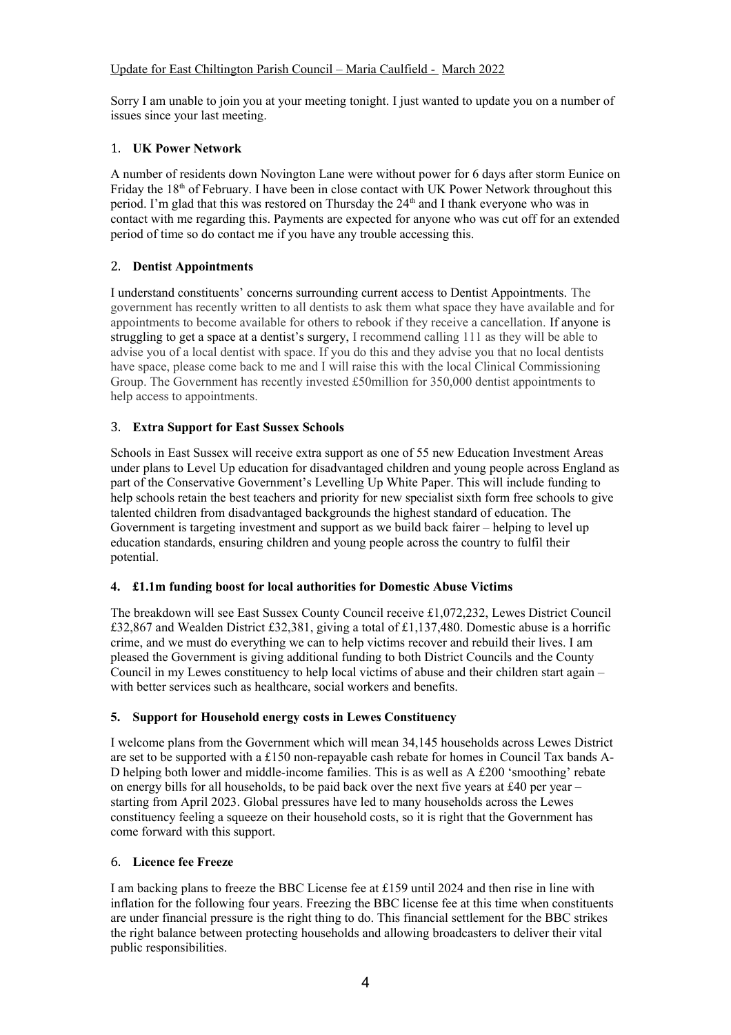Update for East Chiltington Parish Council – Maria Caulfield - March 2022

Sorry I am unable to join you at your meeting tonight. I just wanted to update you on a number of issues since your last meeting.

1. **UK Power Network**

A number of residents down Novington Lane were without power for 6 days after storm Eunice on Friday the 18th of February. I have been in close contact with UK Power Network throughout this period. I'm glad that this was restored on Thursday the 24th and I thank everyone who was in contact with me regarding this. Payments are expected for anyone who was cut off for an extended period of time so do contact me if you have any trouble accessing this.

2. **Dentist Appointments**

I understand constituents' concerns surrounding current access to Dentist Appointments. The government has recently written to all dentists to ask them what space they have available and for appointments to become available for others to rebook if they receive a cancellation. If anyone is struggling to get a space at a dentist's surgery, I recommend calling 111 as they will be able to advise you of a local dentist with space. If you do this and they advise you that no local dentists have space, please come back to me and I will raise this with the local Clinical Commissioning Group. The Government has recently invested £50million for 350,000 dentist appointments to help access to appointments.

3. **Extra Support for East Sussex Schools**

Schools in East Sussex will receive extra support as one of 55 new Education Investment Areas under plans to Level Up education for disadvantaged children and young people across England as part of the Conservative Government's Levelling Up White Paper. This will include funding to help schools retain the best teachers and priority for new specialist sixth form free schools to give talented children from disadvantaged backgrounds the highest standard of education. The Government is targeting investment and support as we build back fairer – helping to level up education standards, ensuring children and young people across the country to fulfil their potential.

4. **£1.1m funding boost for local authorities for Domestic Abuse Victims**

The breakdown will see East Sussex County Council receive £1,072,232, Lewes District Council £32,867 and Wealden District £32,381, giving a total of £1,137,480. Domestic abuse is a horrific crime, and we must do everything we can to help victims recover and rebuild their lives. I am pleased the Government is giving additional funding to both District Councils and the County Council in my Lewes constituency to help local victims of abuse and their children start again – with better services such as healthcare, social workers and benefits.

5. **Support for Household energy costs in Lewes Constituency**

I welcome plans from the Government which will mean 34,145 households across Lewes District are set to be supported with a £150 non-repayable cash rebate for homes in Council Tax bands A-D helping both lower and middle-income families. This is as well as A £200 'smoothing' rebate on energy bills for all households, to be paid back over the next five years at £40 per year – starting from April 2023. Global pressures have led to many households across the Lewes constituency feeling a squeeze on their household costs, so it is right that the Government has come forward with this support.

6. **Licence fee Freeze**

I am backing plans to freeze the BBC License fee at £159 until 2024 and then rise in line with inflation for the following four years. Freezing the BBC license fee at this time when constituents are under financial pressure is the right thing to do. This financial settlement for the BBC strikes the right balance between protecting households and allowing broadcasters to deliver their vital public responsibilities.